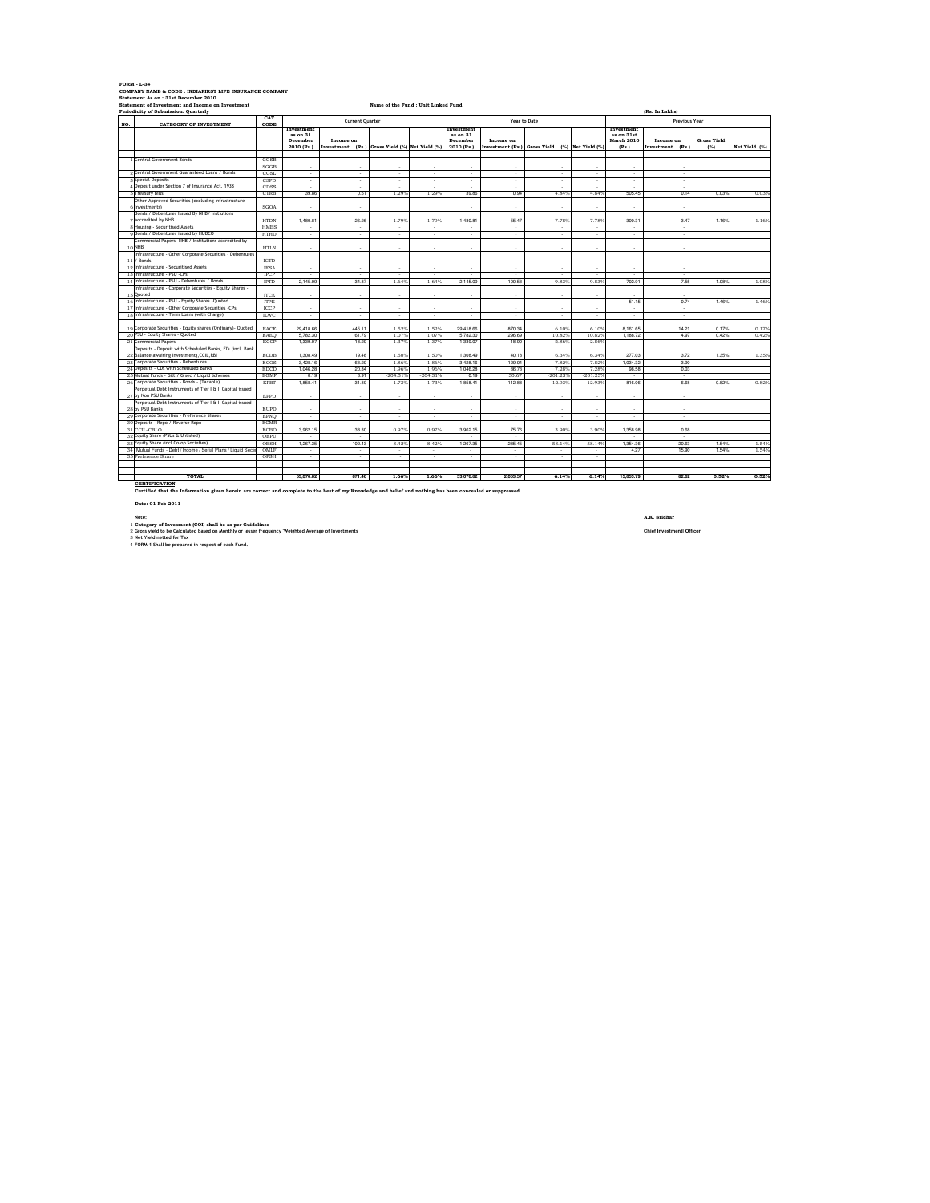**FORM - L-34**
**COMPANY NAME & CODE : INDIAFIRST LIFE INSURANCE COMPANY**
**Statement As on : 31st December 2010**
**Statement of Investment and Income on Investment**
**Periodicity of Submission: Quarterly**

**Name of the Fund : Unit Linked Fund**

(Rs. In Lakhs)

| NO. | CATEGORY OF INVESTMENT | CAT CODE | Current Quarter | | | | Year to Date | | | | Previous Year | | | |
|---|---|---|---|---|---|---|---|---|---|---|---|---|---|---|
| | | | Investment as on 31 December 2010 (Rs.) | Income on Investment (Rs.) | Gross Yield (%) | Net Yield (%) | Investment as on 31 December 2010 (Rs.) | Income on Investment (Rs.) | Gross Yield (%) | Net Yield (%) | Investment as on 31st March 2010 (Rs.) | Income on Investment (Rs.) | Gross Yield (%) | Net Yield (%) |
| 1 | Central Government Bonds | CGSB | - | - | - | - | - | - | - | - | - | - | | |
| | | SGGB | - | - | - | - | - | - | - | - | - | - | | |
| 2 | Central Government Guaranteed Loans / Bonds | CGSL | - | - | - | - | - | - | - | - | - | - | | |
| 3 | Special Deposits | CSPD | - | - | - | - | - | - | - | - | - | - | | |
| 4 | Deposit under Section 7 of Insurance Act, 1938 | CDSS | - | - | - | - | - | - | - | - | - | - | | |
| 5 | Treasury Bills | CTRB | 39.86 | 0.51 | 1.29% | 1.29% | 39.86 | 0.94 | 4.84% | 4.84% | 505.45 | 0.14 | 0.03% | 0.03% |
| 6 | Other Approved Securities (excluding Infrastructure Investments) | SGOA | - | - | | | - | - | - | - | - | - | | |
| 7 | Bonds / Debentures issued By NHB/ Institutions accredited by NHB | HTDN | 1,480.81 | 26.26 | 1.79% | 1.79% | 1,480.81 | 55.47 | 7.78% | 7.78% | 300.31 | 3.47 | 1.16% | 1.16% |
| 8 | Housing - Securitised Assets | HMBS | - | - | - | - | - | - | - | - | - | - | | |
| 9 | Bonds / Debentures issued by HUDCO | HTHD | - | - | - | - | - | - | - | - | - | - | | |
| 10 | Commercial Papers -NHB / Institutions accredited by NHB | HTLN | - | - | - | - | - | - | - | - | - | - | | |
| 11 | Infrastructure - Other Corporate Securities - Debentures / Bonds | ICTD | - | - | - | - | - | - | - | - | - | - | | |
| 12 | Infrastructure - Securitised Assets | IESA | - | - | - | - | - | - | - | - | - | - | | |
| 13 | Infrastructure - PSU -CPs | IPCP | - | - | - | - | - | - | - | - | - | - | | |
| 14 | Infrastructure - PSU - Debentures / Bonds | IPTD | 2,145.09 | 34.87 | 1.64% | 1.64% | 2,145.09 | 100.53 | 9.83% | 9.83% | 702.91 | 7.55 | 1.08% | 1.08% |
| 15 | Infrastructure - Corporate Securities - Equity Shares - Quoted | ITCE | - | - | - | - | - | - | - | - | - | - | | |
| 16 | Infrastructure - PSU - Equity Shares -Quoted | ITPE | - | - | - | - | - | - | - | - | 51.15 | 0.74 | 1.46% | 1.46% |
| 17 | Infrastructure - Other Corporate Securities -CPs | ICCP | - | - | - | - | - | - | - | - | - | - | | |
| 18 | Infrastructure - Term Loans (with Charge) | ILWC | - | - | - | - | - | - | - | - | - | - | | |
| 19 | Corporate Securities - Equity shares (Ordinary)- Quoted | EACE | 29,418.66 | 445.11 | 1.52% | 1.52% | 29,418.66 | 870.34 | 6.10% | 6.10% | 8,161.65 | 14.21 | 0.17% | 0.17% |
| 20 | PSU - Equity Shares - Quoted | EAEQ | 5,782.30 | 61.79 | 1.07% | 1.07% | 5,782.30 | 298.69 | 10.82% | 10.82% | 1,188.72 | 4.97 | 0.42% | 0.42% |
| 21 | Commercial Papers | ECCP | 1,339.07 | 18.29 | 1.37% | 1.37% | 1,339.07 | 18.90 | 2.86% | 2.86% | - | - | | |
| 22 | Deposits - Deposit with Scheduled Banks, FIs (incl. Bank Balance awaiting Investment),CCIL,RBI | ECDB | 1,308.49 | 19.48 | 1.50% | 1.50% | 1,308.49 | 40.18 | 6.34% | 6.34% | 277.03 | 3.72 | 1.35% | 1.35% |
| 23 | Corporate Securities - Debentures | ECOS | 3,428.16 | 63.29 | 1.86% | 1.86% | 3,428.16 | 129.04 | 7.82% | 7.82% | 1,034.32 | 3.90 | | |
| 24 | Deposits - CDs with Scheduled Banks | EDCD | 1,046.28 | 20.34 | 1.96% | 1.96% | 1,046.28 | 36.73 | 7.28% | 7.28% | 98.58 | 0.03 | | |
| 25 | Mutual Funds - Gilt / G sec / Liquid Schemes | EGMF | 0.19 | 8.91 | -204.31% | -204.31% | 0.19 | 30.67 | -201.23% | -201.23% | - | - | | |
| 26 | Corporate Securities - Bonds - (Taxable) | EPBT | 1,858.41 | 31.89 | 1.73% | 1.73% | 1,858.41 | 112.88 | 12.93% | 12.93% | 816.06 | 6.68 | 0.82% | 0.82% |
| 27 | Perpetual Debt Instruments of Tier I & II Capital issued by Non PSU Banks | EPPD | - | - | | - | - | - | - | - | - | - | | |
| 28 | Perpetual Debt Instruments of Tier I & II Capital issued by PSU Banks | EUPD | - | - | - | - | - | - | - | - | - | - | | |
| 29 | Corporate Securities - Preference Shares | EPNQ | - | - | - | - | - | - | - | - | - | - | | |
| 30 | Deposits - Repo / Reverse Repo | ECMR | - | - | - | - | - | - | - | - | - | - | | |
| 31 | CCIL-CBLO | ECBO | 3,962.15 | 38.30 | 0.97% | 0.97% | 3,962.15 | 75.76 | 3.90% | 3.90% | 1,358.98 | 0.68 | | |
| 32 | Equity Share (PSUs & Unlisted) | OEPU | - | - | - | - | - | - | | | - | - | | |
| 33 | Equity Share (incl Co-op Societies) | OESH | 1,267.35 | 102.43 | 8.42% | 8.42% | 1,267.35 | 285.45 | 58.14% | 58.14% | 1,354.36 | 20.63 | 1.54% | 1.54% |
| 34 | Mutual Funds - Debt / Income / Serial Plans / Liquid Secu | OMLF | - | - | - | - | - | - | - | - | 4.27 | 15.90 | 1.54% | 1.54% |
| 35 | Preference Share | OPSH | - | - | - | - | - | - | - | - | | | | |
| | | | | | | | | | | | | | | |
| | **TOTAL** | | **53,076.82** | **871.46** | **1.66%** | **1.66%** | **53,076.82** | **2,053.57** | **6.14%** | **6.14%** | **15,853.79** | **82.62** | **0.52%** | **0.52%** |

**CERTIFICATION**

**Certified that the information given herein are correct and complete to the best of my Knowledge and belief and nothing has been concealed or suppressed.**

**Date: 01-Feb-2011**

**A.K. Sridhar**

**Chief Investment Officer**

**Note:**

1. **Category of Investment (COI) shall be as per Guidelines**
2. **Gross yield to be Calculated based on Monthly or lesser frequency 'Weighted Average of Investments**
3. **Net Yield netted for Tax**
4. **FORM-1 Shall be prepared in respect of each Fund.**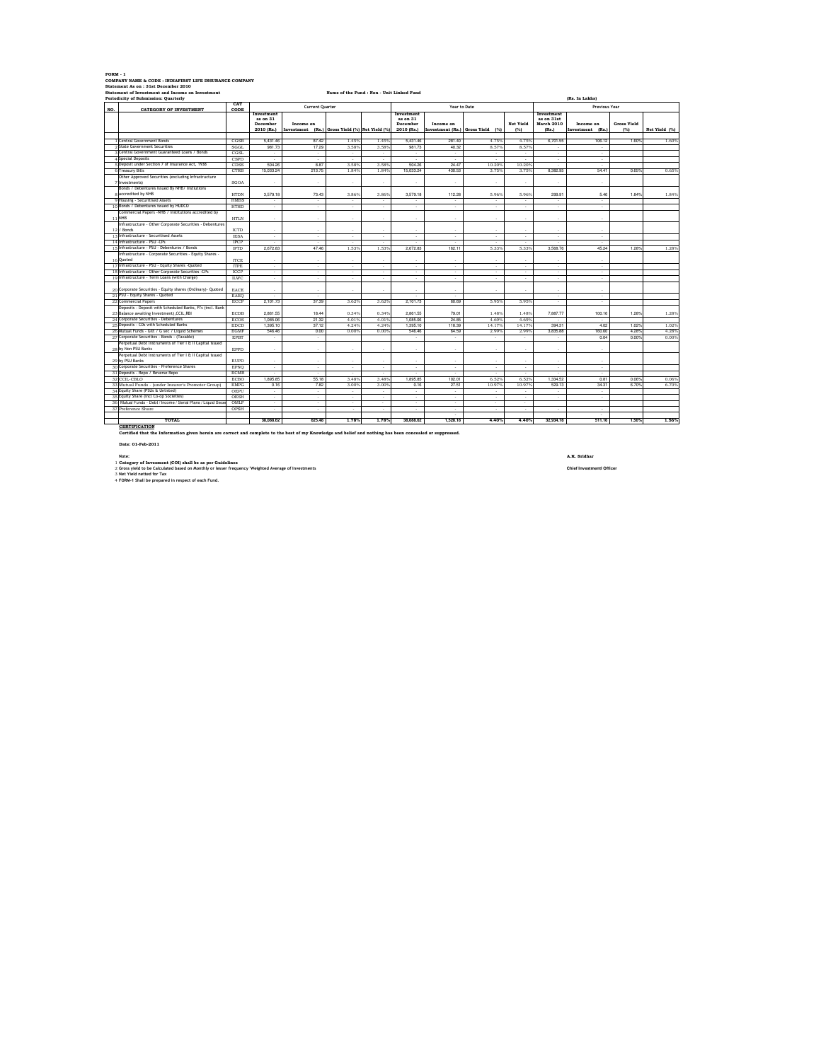FORM - 1

COMPANY NAME & CODE : INDIAFIRST LIFE INSURANCE COMPANY

Statement As on : 31st December 2010

Statement of Investment and Income on Investment

Name of the Fund : Non - Unit Linked Fund

Periodicity of Submission: Quarterly

(Rs. In Lakhs)

| NO. | CATEGORY OF INVESTMENT | CAT CODE | Current Quarter | | | | Year to Date | | | | Previous Year | | | |
|---|---|---|---|---|---|---|---|---|---|---|---|---|---|---|
| | | | Investment as on 31 December 2010 (Rs.) | Income on Investment (Rs.) | Gross Yield (%) | Net Yield (%) | Investment as on 31 December 2010 (Rs.) | Income on Investment (Rs.) | Gross Yield (%) | Net Yield (%) | Investment as on 31st March 2010 (Rs.) | Income on Investment (Rs.) | Gross Yield (%) | Net Yield (%) |
| 1 | Central Government Bonds | CGSB | 5,431.46 | 87.42 | 1.45% | 1.45% | 5,431.46 | 281.40 | 4.75% | 4.75% | 6,701.55 | 106.12 | 1.60% | 1.60% |
| 2 | State Government Securities | SGGL | 981.73 | 17.29 | 3.58% | 3.58% | 981.73 | 40.32 | 8.57% | 8.57% | - | - | | |
| 3 | Central Government Guaranteed Loans / Bonds | CGSL | - | - | - | - | - | - | - | - | - | - | | |
| 4 | Special Deposits | CSPD | - | - | - | - | - | - | - | - | - | - | | |
| 5 | Deposit under Section 7 of Insurance Act, 1938 | CDSS | 504.26 | 8.87 | 3.58% | 3.58% | 504.26 | 24.47 | 10.20% | 10.20% | - | - | | |
| 6 | Treasury Bills | CTRB | 15,033.24 | 213.75 | 1.84% | 1.84% | 15,033.24 | 430.53 | 3.75% | 3.75% | 8,382.95 | 54.41 | 0.65% | 0.65% |
| 7 | Other Approved Securities (excluding Infrastructure Investments) | SGOA | - | - | - | - | - | - | - | - | - | - | | |
| 8 | Bonds / Debentures Issued By NHB/ Institutions accredited by NHB | HTDN | 3,579.18 | 73.43 | 3.86% | 3.86% | 3,579.18 | 112.28 | 5.96% | 5.96% | 299.91 | 5.46 | 1.84% | 1.84% |
| 9 | Housing - Securitised Assets | HMBS | - | - | - | - | - | - | - | - | - | - | | |
| 10 | Bonds / Debentures issued by HUDCO | HTHD | - | - | - | - | - | - | - | - | - | - | | |
| 11 | Commercial Papers -NHB / Institutions accredited by NHB | HTLN | - | - | - | - | - | - | - | - | - | - | | |
| 12 | Infrastructure - Other Corporate Securities - Debentures / Bonds | ICTD | - | - | - | - | - | - | - | - | - | - | | |
| 13 | Infrastructure - Securitised Assets | IESA | - | - | - | - | - | - | - | - | - | - | | |
| 14 | Infrastructure - PSU -CPs | IPCP | - | - | - | - | - | - | - | - | - | - | | |
| 15 | Infrastructure - PSU - Debentures / Bonds | IPTD | 2,672.83 | 47.46 | 1.53% | 1.53% | 2,672.83 | 162.11 | 5.33% | 5.33% | 3,568.76 | 45.24 | 1.28% | 1.28% |
| 16 | Infrastructure - Corporate Securities - Equity Shares - Quoted | ITCE | - | - | - | - | - | - | - | - | - | - | | |
| 17 | Infrastructure - PSU - Equity Shares -Quoted | ITPE | - | - | - | - | - | - | - | - | - | - | | |
| 18 | Infrastructure - Other Corporate Securities -CPs | ICCP | - | - | - | - | - | - | - | - | - | - | | |
| 19 | Infrastructure - Term Loans (with Charge) | ILWC | - | - | - | - | - | - | - | - | - | - | | |
| 20 | Corporate Securities - Equity shares (Ordinary)- Quoted | EACE | - | - | - | - | - | - | - | - | - | - | | |
| 21 | PSU - Equity Shares - Quoted | EAEQ | - | - | - | - | - | - | - | - | - | - | | |
| 22 | Commercial Papers | ECCP | 2,101.73 | 37.39 | 3.62% | 3.62% | 2,101.73 | 60.89 | 5.95% | 5.95% | - | - | | |
| 23 | Deposits - Deposit with Scheduled Banks, FIs (incl. Bank Balance awaiting Investment),CCIL,RBI | ECDB | 2,861.55 | 18.44 | 0.34% | 0.34% | 2,861.55 | 79.01 | 1.48% | 1.48% | 7,667.77 | 100.16 | 1.28% | 1.28% |
| 24 | Corporate Securities - Debentures | ECOS | 1,085.06 | 21.32 | 4.01% | 4.01% | 1,085.06 | 24.85 | 4.69% | 4.69% | - | - | | |
| 25 | Deposits - CDs with Scheduled Banks | EDCD | 1,395.10 | 37.12 | 4.24% | 4.24% | 1,395.10 | 118.39 | 14.17% | 14.17% | 394.31 | 4.02 | 1.02% | 1.02% |
| 26 | Mutual Funds - Gilt / G sec / Liquid Schemes | EGMF | 546.46 | 0.00 | 0.00% | 0.00% | 546.46 | 64.59 | 2.99% | 2.99% | 3,835.88 | 160.60 | 4.28% | 4.28% |
| 27 | Corporate Securities - Bonds - (Taxable) | EPBT | - | - | | | - | - | - | - | - | 0.04 | 0.00% | 0.00% |
| 28 | Perpetual Debt Instruments of Tier I & II Capital issued by Non PSU Banks | EPPD | - | - | - | - | - | - | - | - | - | - | | |
| 29 | Perpetual Debt Instruments of Tier I & II Capital issued by PSU Banks | EUPD | - | - | - | - | - | - | - | - | - | - | | |
| 30 | Corporate Securities - Preference Shares | EPNQ | - | - | - | - | - | - | - | - | - | - | | |
| 31 | Deposits - Repo / Reverse Repo | ECMR | - | - | - | - | - | - | - | - | - | - | | |
| 32 | CCIL-CBLO | ECBO | 1,895.85 | 55.18 | 3.48% | 3.48% | 1,895.85 | 102.01 | 6.52% | 6.52% | 1,334.52 | 0.81 | 0.06% | 0.06% |
| 33 | Mutual Funds - (under Insurer's Promoter Group) | EMPG | 0.16 | 7.82 | 3.00% | 3.00% | 0.16 | 27.51 | 10.97% | 10.97% | 529.13 | 34.31 | 6.70% | 6.70% |
| 34 | Equity Share (PSUs & Unlisted) | OEPU | - | - | - | - | - | - | - | - | - | - | | |
| 35 | Equity Share (incl Co-op Societies) | OESH | - | - | - | - | - | - | - | - | - | - | | |
| 36 | Mutual Funds - Debt / Income / Serial Plans / Liquid Secu | OMLF | - | - | - | - | - | - | - | - | - | - | | |
| 37 | Preference Share | OPSH | - | - | - | - | - | - | - | - | - | - | | |
| | TOTAL | | 38,088.62 | 625.48 | 1.78% | 1.78% | 38,088.62 | 1,528.18 | 4.40% | 4.40% | 32,934.76 | 511.16 | 1.56% | 1.56% |

**CERTIFICATION**

Certified that the Information given herein are correct and complete to the best of my Knowledge and belief and nothing has been concealed or suppressed.

Date: 01-Feb-2011

A.K. Sridhar

Chief Investment Officer

Note:

1 Category of Investment (COI) shall be as per Guidelines

2 Gross yield to be Calculated based on Monthly or lesser frequency 'Weighted Average of Investments

3 Net Yield netted for Tax

4 FORM-1 Shall be prepared in respect of each Fund.